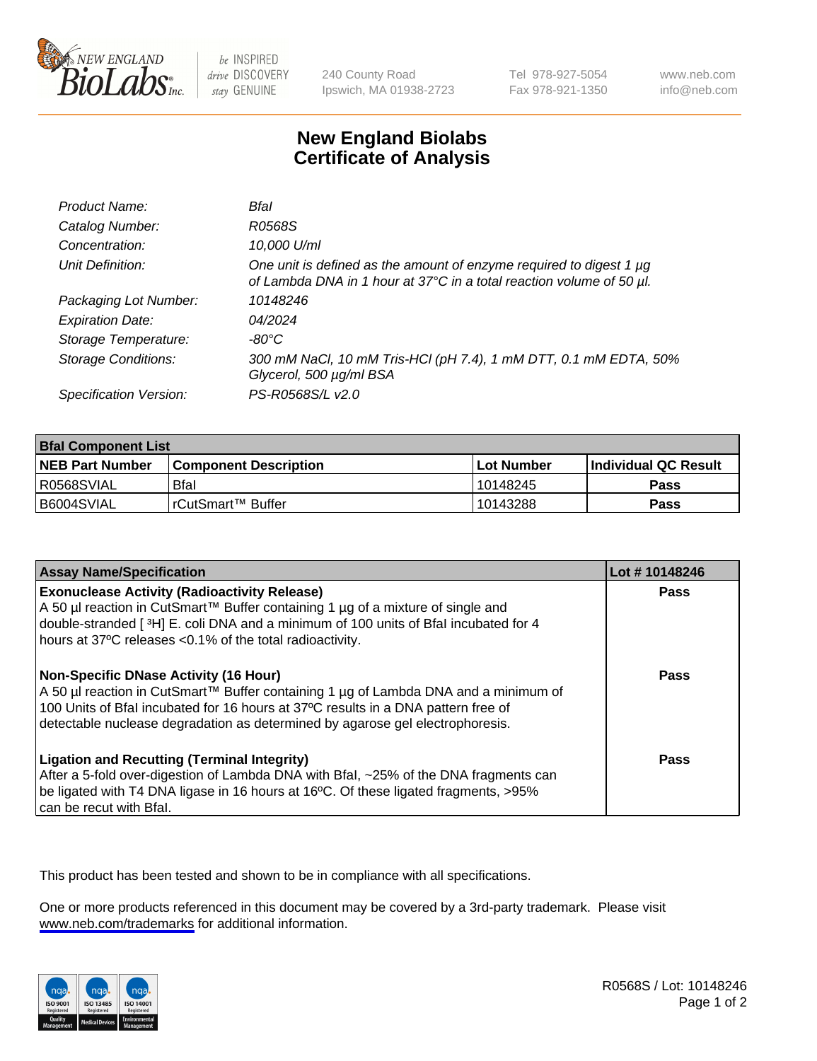# New England Biolabs Certificate of Analysis

| | |
|---|---|
| *Product Name:* | *BfaI* |
| *Catalog Number:* | *R0568S* |
| *Concentration:* | *10,000 U/ml* |
| *Unit Definition:* | *One unit is defined as the amount of enzyme required to digest 1 µg of Lambda DNA in 1 hour at 37°C in a total reaction volume of 50 µl.* |
| *Packaging Lot Number:* | *10148246* |
| *Expiration Date:* | *04/2024* |
| *Storage Temperature:* | *-80°C* |
| *Storage Conditions:* | *300 mM NaCl, 10 mM Tris-HCl (pH 7.4), 1 mM DTT, 0.1 mM EDTA, 50% Glycerol, 500 µg/ml BSA* |
| *Specification Version:* | *PS-R0568S/L v2.0* |

| **BfaI Component List** | | | |
|---|---|---|---|
| **NEB Part Number** | **Component Description** | **Lot Number** | **Individual QC Result** |
| R0568SVIAL | BfaI | 10148245 | **Pass** |
| B6004SVIAL | rCutSmart™ Buffer | 10143288 | **Pass** |

| **Assay Name/Specification** | **Lot # 10148246** |
|---|---|
| **Exonuclease Activity (Radioactivity Release)**<br>A 50 µl reaction in CutSmart™ Buffer containing 1 µg of a mixture of single and double-stranded [ $^3$H] E. coli DNA and a minimum of 100 units of BfaI incubated for 4 hours at 37ºC releases <0.1% of the total radioactivity. | **Pass** |
| **Non-Specific DNase Activity (16 Hour)**<br>A 50 µl reaction in CutSmart™ Buffer containing 1 µg of Lambda DNA and a minimum of 100 Units of BfaI incubated for 16 hours at 37ºC results in a DNA pattern free of detectable nuclease degradation as determined by agarose gel electrophoresis. | **Pass** |
| **Ligation and Recutting (Terminal Integrity)**<br>After a 5-fold over-digestion of Lambda DNA with BfaI, ~25% of the DNA fragments can be ligated with T4 DNA ligase in 16 hours at 16ºC. Of these ligated fragments, >95% can be recut with BfaI. | **Pass** |

This product has been tested and shown to be in compliance with all specifications.

One or more products referenced in this document may be covered by a 3rd-party trademark. Please visit www.neb.com/trademarks for additional information.

R0568S / Lot: 10148246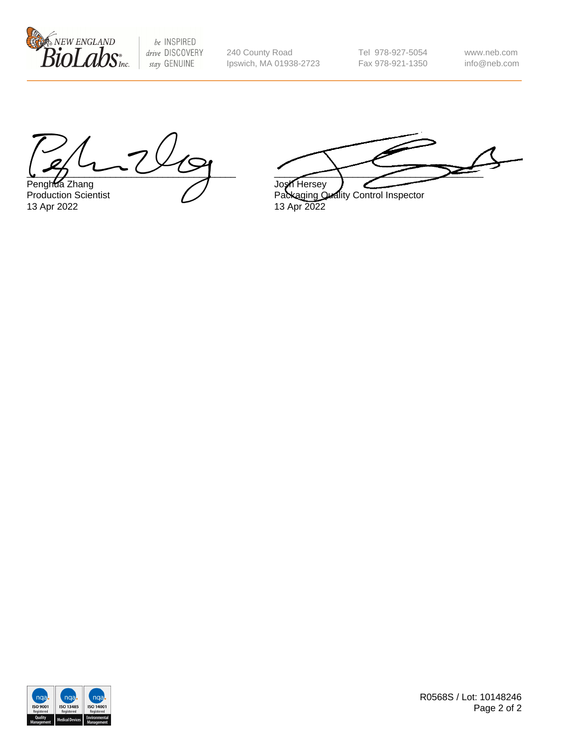Penghua Zhang
Production Scientist
13 Apr 2022

Josh Hersey
Packaging Quality Control Inspector
13 Apr 2022

R0568S / Lot: 10148246